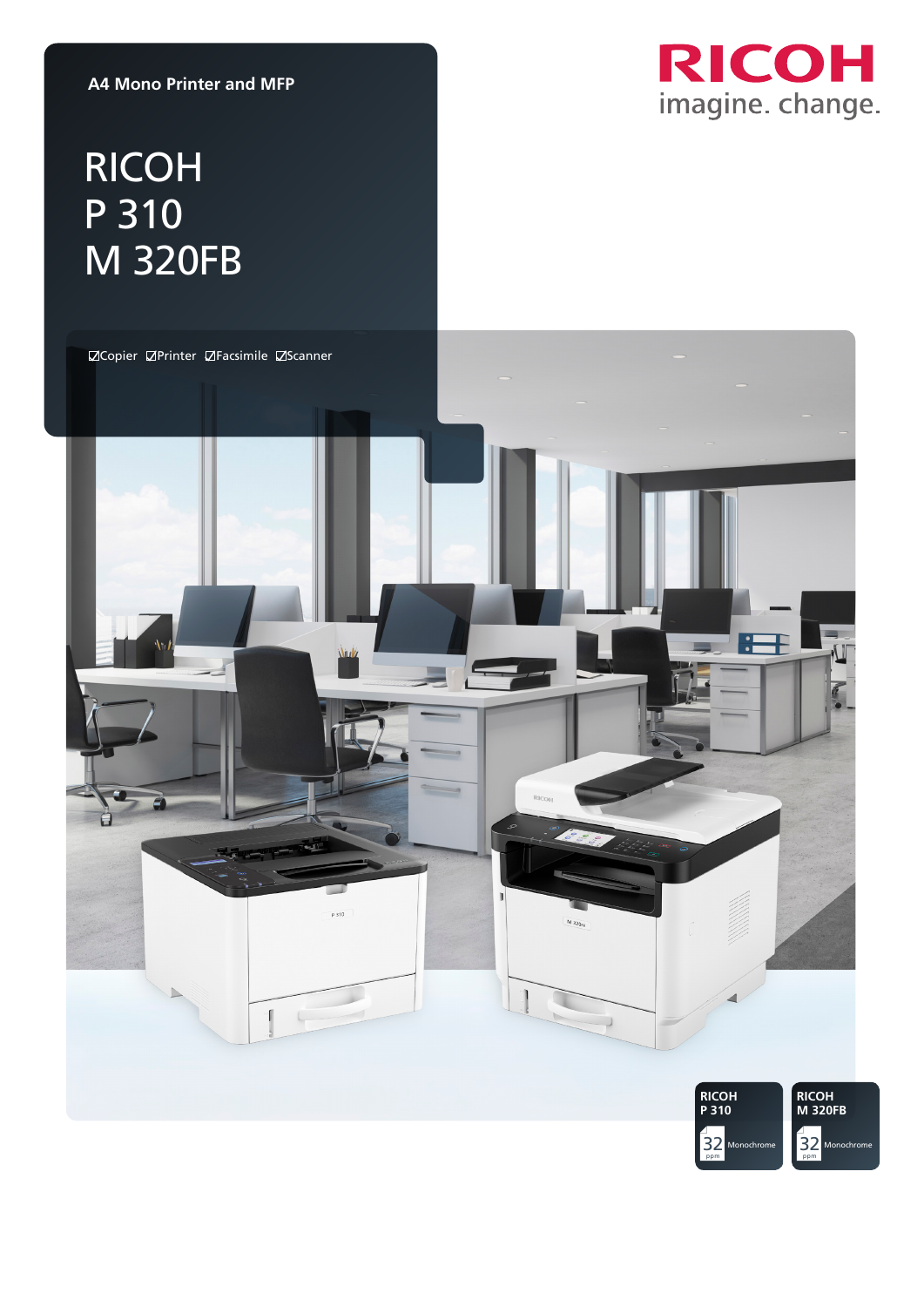A4 Mono Printer and MFP

RICOH

imagine. change.

# RICOH P 310 M 320FB

☑Copier ☑Printer ☑Facsimile ☑Scanner

**RICOH P 310**

32 ppm Monochrome

**RICOH M 320FB**

32 ppm Monochrome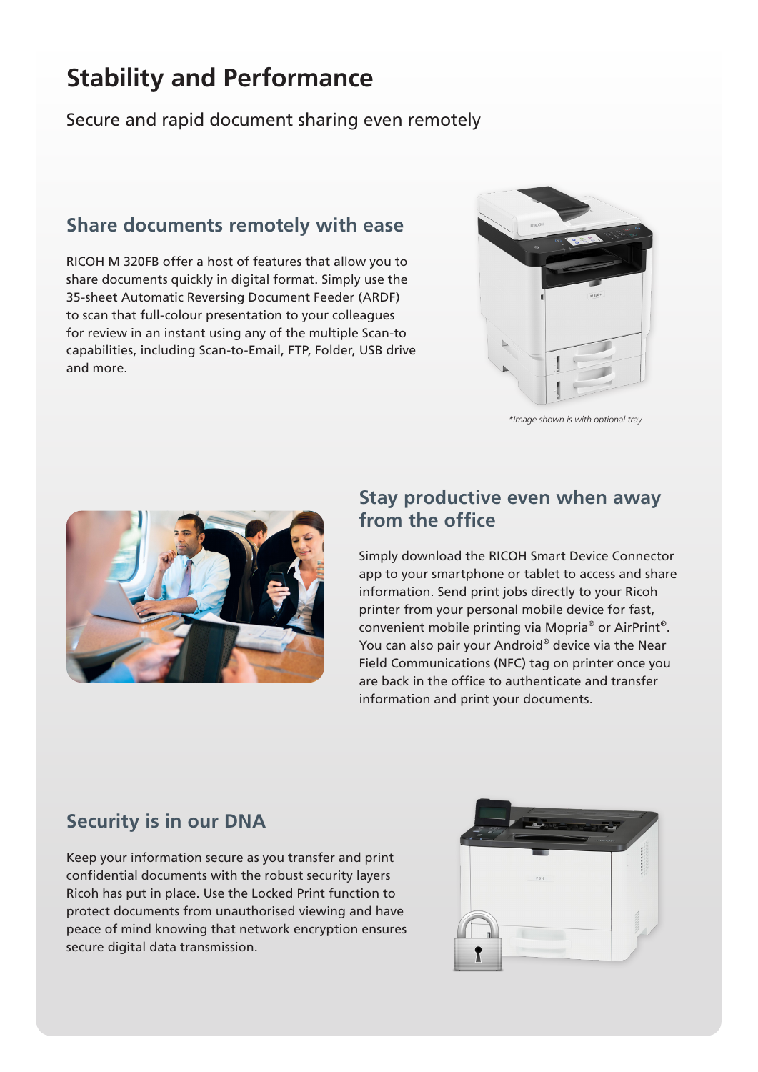# Stability and Performance

Secure and rapid document sharing even remotely

## Share documents remotely with ease

RICOH M 320FB offer a host of features that allow you to share documents quickly in digital format. Simply use the 35-sheet Automatic Reversing Document Feeder (ARDF) to scan that full-colour presentation to your colleagues for review in an instant using any of the multiple Scan-to capabilities, including Scan-to-Email, FTP, Folder, USB drive and more.

*\*Image shown is with optional tray*

## Stay productive even when away from the office

Simply download the RICOH Smart Device Connector app to your smartphone or tablet to access and share information. Send print jobs directly to your Ricoh printer from your personal mobile device for fast, convenient mobile printing via Mopria® or AirPrint®. You can also pair your Android® device via the Near Field Communications (NFC) tag on printer once you are back in the office to authenticate and transfer information and print your documents.

## Security is in our DNA

Keep your information secure as you transfer and print confidential documents with the robust security layers Ricoh has put in place. Use the Locked Print function to protect documents from unauthorised viewing and have peace of mind knowing that network encryption ensures secure digital data transmission.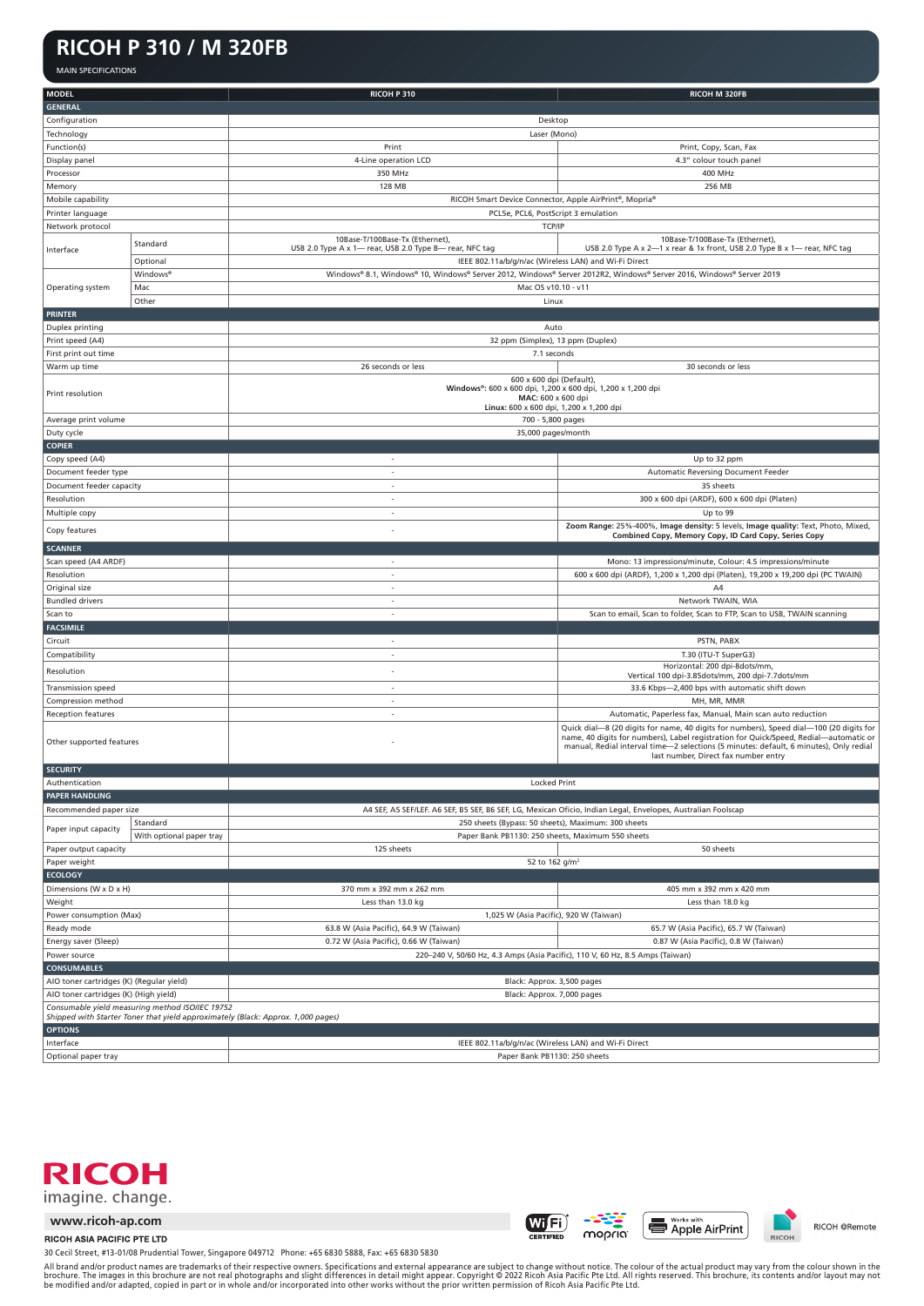# RICOH P 310 / M 320FB

MAIN SPECIFICATIONS

| MODEL | | RICOH P 310 | RICOH M 320FB |
|---|---|---|---|
| **GENERAL** | | | |
| Configuration | | Desktop | |
| Technology | | Laser (Mono) | |
| Function(s) | | Print | Print, Copy, Scan, Fax |
| Display panel | | 4-Line operation LCD | 4.3" colour touch panel |
| Processor | | 350 MHz | 400 MHz |
| Memory | | 128 MB | 256 MB |
| Mobile capability | | RICOH Smart Device Connector, Apple AirPrint®, Mopria® | |
| Printer language | | PCL5e, PCL6, PostScript 3 emulation | |
| Network protocol | | TCP/IP | |
| Interface | Standard | 10Base-T/100Base-Tx (Ethernet), USB 2.0 Type A x 1— rear, USB 2.0 Type B— rear, NFC tag | 10Base-T/100Base-Tx (Ethernet), USB 2.0 Type A x 2—1 x rear & 1x front, USB 2.0 Type B x 1— rear, NFC tag |
| | Optional | IEEE 802.11a/b/g/n/ac (Wireless LAN) and Wi-Fi Direct | |
| Operating system | Windows® | Windows® 8.1, Windows® 10, Windows® Server 2012, Windows® Server 2012R2, Windows® Server 2016, Windows® Server 2019 | |
| | Mac | Mac OS v10.10 - v11 | |
| | Other | Linux | |
| **PRINTER** | | | |
| Duplex printing | | Auto | |
| Print speed (A4) | | 32 ppm (Simplex), 13 ppm (Duplex) | |
| First print out time | | 7.1 seconds | |
| Warm up time | | 26 seconds or less | 30 seconds or less |
| Print resolution | | 600 x 600 dpi (Default), **Windows®**: 600 x 600 dpi, 1,200 x 600 dpi, 1,200 x 1,200 dpi **MAC**: 600 x 600 dpi **Linux**: 600 x 600 dpi, 1,200 x 1,200 dpi | |
| Average print volume | | 700 - 5,800 pages | |
| Duty cycle | | 35,000 pages/month | |
| **COPIER** | | | |
| Copy speed (A4) | | - | Up to 32 ppm |
| Document feeder type | | - | Automatic Reversing Document Feeder |
| Document feeder capacity | | - | 35 sheets |
| Resolution | | - | 300 x 600 dpi (ARDF), 600 x 600 dpi (Platen) |
| Multiple copy | | - | Up to 99 |
| Copy features | | - | **Zoom Range**: 25%-400%, **Image density**: 5 levels, **Image quality**: Text, Photo, Mixed, **Combined Copy, Memory Copy, ID Card Copy, Series Copy** |
| **SCANNER** | | | |
| Scan speed (A4 ARDF) | | - | Mono: 13 impressions/minute, Colour: 4.5 impressions/minute |
| Resolution | | - | 600 x 600 dpi (ARDF), 1,200 x 1,200 dpi (Platen), 19,200 x 19,200 dpi (PC TWAIN) |
| Original size | | - | A4 |
| Bundled drivers | | - | Network TWAIN, WIA |
| Scan to | | - | Scan to email, Scan to folder, Scan to FTP, Scan to USB, TWAIN scanning |
| **FACSIMILE** | | | |
| Circuit | | - | PSTN, PABX |
| Compatibility | | - | T.30 (ITU-T SuperG3) |
| Resolution | | - | Horizontal: 200 dpi-8dots/mm, Vertical 100 dpi-3.85dots/mm, 200 dpi-7.7dots/mm |
| Transmission speed | | - | 33.6 Kbps—2,400 bps with automatic shift down |
| Compression method | | - | MH, MR, MMR |
| Reception features | | - | Automatic, Paperless fax, Manual, Main scan auto reduction |
| Other supported features | | - | Quick dial—8 (20 digits for name, 40 digits for numbers), Speed dial—100 (20 digits for name, 40 digits for numbers), Label registration for Quick/Speed, Redial—automatic or manual, Redial interval time—2 selections (5 minutes: default, 6 minutes), Only redial last number, Direct fax number entry |
| **SECURITY** | | | |
| Authentication | | Locked Print | |
| **PAPER HANDLING** | | | |
| Recommended paper size | | A4 SEF, A5 SEF/LEF. A6 SEF, B5 SEF, B6 SEF, LG, Mexican Oficio, Indian Legal, Envelopes, Australian Foolscap | |
| Paper input capacity | Standard | 250 sheets (Bypass: 50 sheets), Maximum: 300 sheets | |
| | With optional paper tray | Paper Bank PB1130: 250 sheets, Maximum 550 sheets | |
| Paper output capacity | | 125 sheets | 50 sheets |
| Paper weight | | 52 to 162 g/m² | |
| **ECOLOGY** | | | |
| Dimensions (W x D x H) | | 370 mm x 392 mm x 262 mm | 405 mm x 392 mm x 420 mm |
| Weight | | Less than 13.0 kg | Less than 18.0 kg |
| Power consumption (Max) | | 1,025 W (Asia Pacific), 920 W (Taiwan) | |
| Ready mode | | 63.8 W (Asia Pacific), 64.9 W (Taiwan) | 65.7 W (Asia Pacific), 65.7 W (Taiwan) |
| Energy saver (Sleep) | | 0.72 W (Asia Pacific), 0.66 W (Taiwan) | 0.87 W (Asia Pacific), 0.8 W (Taiwan) |
| Power source | | 220–240 V, 50/60 Hz, 4.3 Amps (Asia Pacific), 110 V, 60 Hz, 8.5 Amps (Taiwan) | |
| **CONSUMABLES** | | | |
| AIO toner cartridges (K) (Regular yield) | | Black: Approx. 3,500 pages | |
| AIO toner cartridges (K) (High yield) | | Black: Approx. 7,000 pages | |
| *Consumable yield measuring method ISO/IEC 19752 Shipped with Starter Toner that yield approximately (Black: Approx. 1,000 pages)* | | | |
| **OPTIONS** | | | |
| Interface | | IEEE 802.11a/b/g/n/ac (Wireless LAN) and Wi-Fi Direct | |
| Optional paper tray | | Paper Bank PB1130: 250 sheets | |

RICOH
imagine. change.

www.ricoh-ap.com

RICOH ASIA PACIFIC PTE LTD

30 Cecil Street, #13-01/08 Prudential Tower, Singapore 049712 Phone: +65 6830 5888, Fax: +65 6830 5830

Wi Fi CERTIFIED | mopria | Works with Apple AirPrint | RICOH @Remote

All brand and/or product names are trademarks of their respective owners. Specifications and external appearance are subject to change without notice. The colour of the actual product may vary from the colour shown in the brochure. The images in this brochure are not real photographs and slight differences in detail might appear. Copyright © 2022 Ricoh Asia Pacific Pte Ltd. All rights reserved. This brochure, its contents and/or layout may not be modified and/or adapted, copied in part or in whole and/or incorporated into other works without the prior written permission of Ricoh Asia Pacific Pte Ltd.